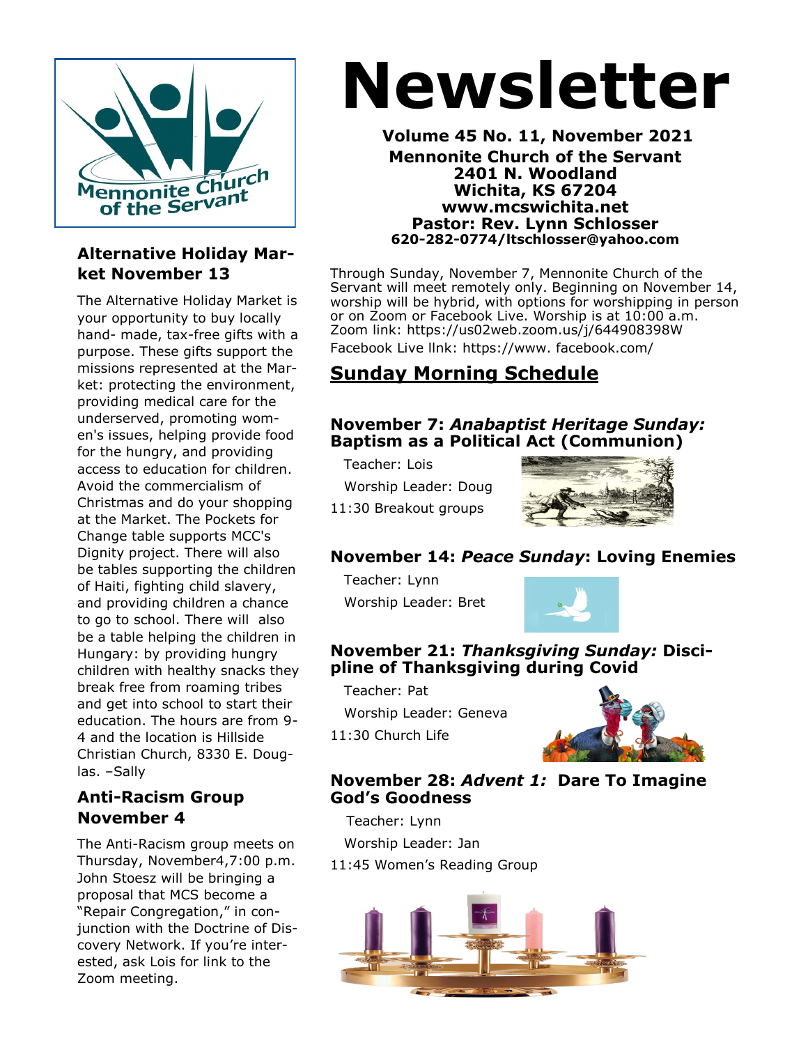# Newsletter

**Volume 45 No. 11, November 2021**
**Mennonite Church of the Servant**
**2401 N. Woodland**
**Wichita, KS 67204**
**www.mcswichita.net**
**Pastor: Rev. Lynn Schlosser**
**620-282-0774/ltschlosser@yahoo.com**

Through Sunday, November 7, Mennonite Church of the Servant will meet remotely only. Beginning on November 14, worship will be hybrid, with options for worshipping in person or on Zoom or Facebook Live. Worship is at 10:00 a.m. Zoom link: https://us02web.zoom.us/j/644908398W
Facebook Live llnk: https://www. facebook.com/

## Sunday Morning Schedule

### November 7: *Anabaptist Heritage Sunday:* Baptism as a Political Act (Communion)

Teacher: Lois
Worship Leader: Doug
11:30 Breakout groups

### November 14: *Peace Sunday*: Loving Enemies

Teacher: Lynn
Worship Leader: Bret

### November 21: *Thanksgiving Sunday:* Discipline of Thanksgiving during Covid

Teacher: Pat
Worship Leader: Geneva
11:30 Church Life

### November 28: *Advent 1:* Dare To Imagine God's Goodness

Teacher: Lynn
Worship Leader: Jan
11:45 Women's Reading Group

## Alternative Holiday Market November 13

The Alternative Holiday Market is your opportunity to buy locally hand- made, tax-free gifts with a purpose. These gifts support the missions represented at the Market: protecting the environment, providing medical care for the underserved, promoting women's issues, helping provide food for the hungry, and providing access to education for children. Avoid the commercialism of Christmas and do your shopping at the Market. The Pockets for Change table supports MCC's Dignity project. There will also be tables supporting the children of Haiti, fighting child slavery, and providing children a chance to go to school. There will also be a table helping the children in Hungary: by providing hungry children with healthy snacks they break free from roaming tribes and get into school to start their education. The hours are from 9-4 and the location is Hillside Christian Church, 8330 E. Douglas. –Sally

## Anti-Racism Group November 4

The Anti-Racism group meets on Thursday, November4,7:00 p.m. John Stoesz will be bringing a proposal that MCS become a "Repair Congregation," in conjunction with the Doctrine of Discovery Network. If you're interested, ask Lois for link to the Zoom meeting.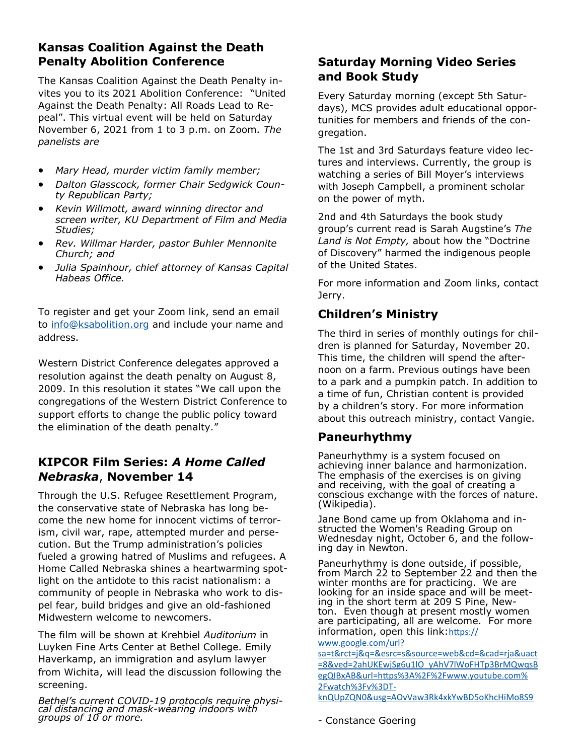## Kansas Coalition Against the Death Penalty Abolition Conference

The Kansas Coalition Against the Death Penalty invites you to its 2021 Abolition Conference: "United Against the Death Penalty: All Roads Lead to Repeal". This virtual event will be held on Saturday November 6, 2021 from 1 to 3 p.m. on Zoom. *The panelists are*

- *Mary Head, murder victim family member;*
- *Dalton Glasscock, former Chair Sedgwick County Republican Party;*
- *Kevin Willmott, award winning director and screen writer, KU Department of Film and Media Studies;*
- *Rev. Willmar Harder, pastor Buhler Mennonite Church; and*
- *Julia Spainhour, chief attorney of Kansas Capital Habeas Office.*

To register and get your Zoom link, send an email to info@ksabolition.org and include your name and address.

Western District Conference delegates approved a resolution against the death penalty on August 8, 2009. In this resolution it states "We call upon the congregations of the Western District Conference to support efforts to change the public policy toward the elimination of the death penalty."

## KIPCOR Film Series: *A Home Called Nebraska*, November 14

Through the U.S. Refugee Resettlement Program, the conservative state of Nebraska has long become the new home for innocent victims of terrorism, civil war, rape, attempted murder and persecution. But the Trump administration's policies fueled a growing hatred of Muslims and refugees. A Home Called Nebraska shines a heartwarming spotlight on the antidote to this racist nationalism: a community of people in Nebraska who work to dispel fear, build bridges and give an old-fashioned Midwestern welcome to newcomers.

The film will be shown at Krehbiel *Auditorium* in Luyken Fine Arts Center at Bethel College. Emily Haverkamp, an immigration and asylum lawyer from Wichita, will lead the discussion following the screening.

*Bethel's current COVID-19 protocols require physical distancing and mask-wearing indoors with groups of 10 or more.*

## Saturday Morning Video Series and Book Study

Every Saturday morning (except 5th Saturdays), MCS provides adult educational opportunities for members and friends of the congregation.

The 1st and 3rd Saturdays feature video lectures and interviews. Currently, the group is watching a series of Bill Moyer's interviews with Joseph Campbell, a prominent scholar on the power of myth.

2nd and 4th Saturdays the book study group's current read is Sarah Augstine's *The Land is Not Empty,* about how the "Doctrine of Discovery" harmed the indigenous people of the United States.

For more information and Zoom links, contact Jerry.

## Children's Ministry

The third in series of monthly outings for children is planned for Saturday, November 20. This time, the children will spend the afternoon on a farm. Previous outings have been to a park and a pumpkin patch. In addition to a time of fun, Christian content is provided by a children's story. For more information about this outreach ministry, contact Vangie.

## Paneurhythmy

Paneurhythmy is a system focused on achieving inner balance and harmonization. The emphasis of the exercises is on giving and receiving, with the goal of creating a conscious exchange with the forces of nature. (Wikipedia).

Jane Bond came up from Oklahoma and instructed the Women's Reading Group on Wednesday night, October 6, and the following day in Newton.

Paneurhythmy is done outside, if possible, from March 22 to September 22 and then the winter months are for practicing. We are looking for an inside space and will be meeting in the short term at 209 S Pine, Newton. Even though at present mostly women are participating, all are welcome. For more information, open this link: https://www.google.com/url?sa=t&rct=j&q=&esrc=s&source=web&cd=&cad=rja&uact=8&ved=2ahUKEwjSg6u1lO_yAhV7lWoFHTp3BrMQwqsBegQIBxAB&url=https%3A%2F%2Fwww.youtube.com%2Fwatch%3Fv%3DT-knQUpZQN0&usg=AOvVaw3Rk4xkYwBD5oKhcHiMo8S9

- Constance Goering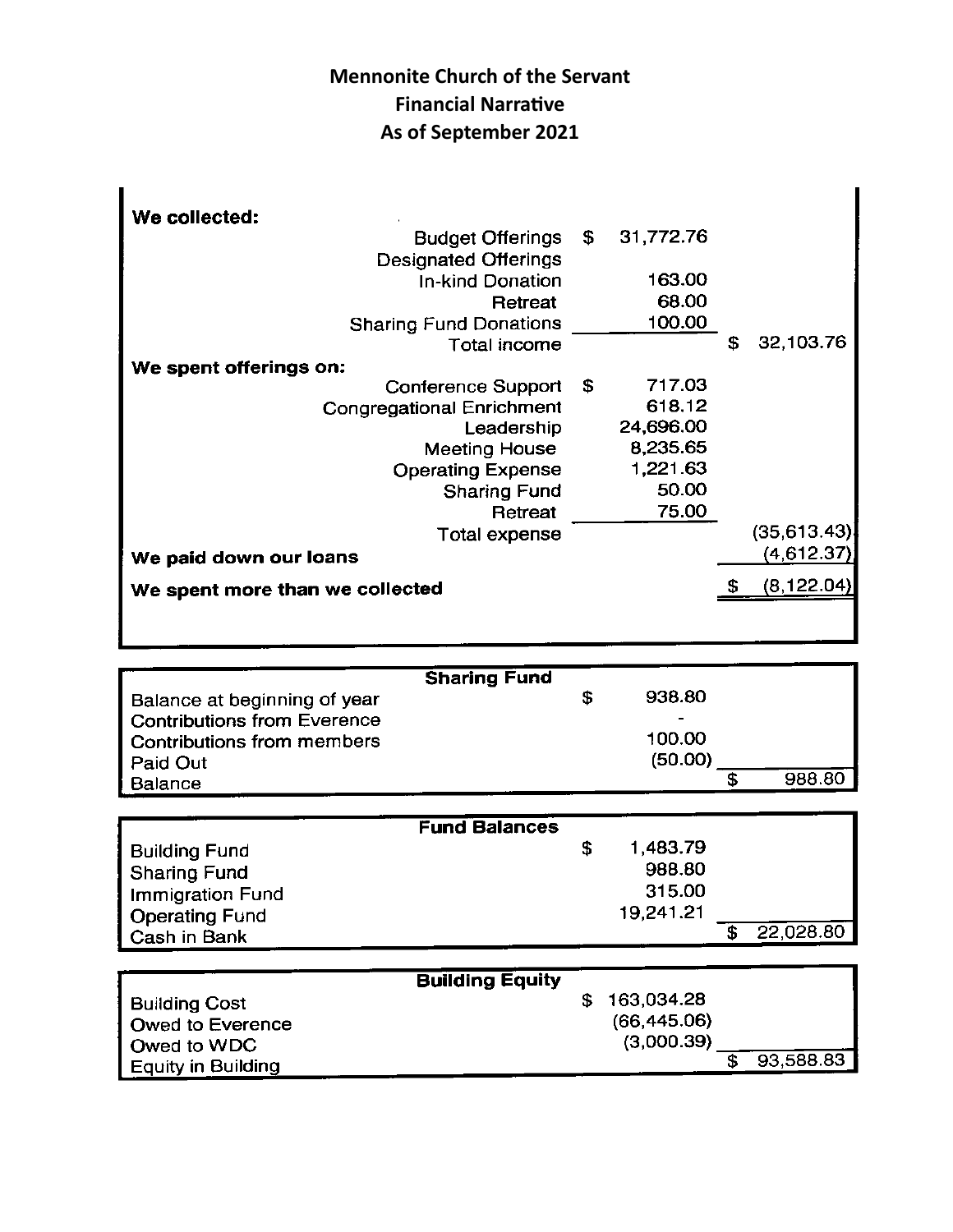# Mennonite Church of the Servant
## Financial Narrative
### As of September 2021

| | | |
|---|---|---|
| **We collected:** | | |
| Budget Offerings | $ 31,772.76 | |
| Designated Offerings | | |
| In-kind Donation | 163.00 | |
| Retreat | 68.00 | |
| Sharing Fund Donations | 100.00 | |
| Total income | | $ 32,103.76 |
| **We spent offerings on:** | | |
| Conference Support | $ 717.03 | |
| Congregational Enrichment | 618.12 | |
| Leadership | 24,696.00 | |
| Meeting House | 8,235.65 | |
| Operating Expense | 1,221.63 | |
| Sharing Fund | 50.00 | |
| Retreat | 75.00 | |
| Total expense | | (35,613.43) |
| **We paid down our loans** | | (4,612.37) |
| **We spent more than we collected** | | $ (8,122.04) |

| Sharing Fund | | |
|---|---|---|
| Balance at beginning of year | $ 938.80 | |
| Contributions from Everence | - | |
| Contributions from members | 100.00 | |
| Paid Out | (50.00) | |
| Balance | | $ 988.80 |

| Fund Balances | | |
|---|---|---|
| Building Fund | $ 1,483.79 | |
| Sharing Fund | 988.80 | |
| Immigration Fund | 315.00 | |
| Operating Fund | 19,241.21 | |
| Cash in Bank | | $ 22,028.80 |

| Building Equity | | |
|---|---|---|
| Building Cost | $ 163,034.28 | |
| Owed to Everence | (66,445.06) | |
| Owed to WDC | (3,000.39) | |
| Equity in Building | | $ 93,588.83 |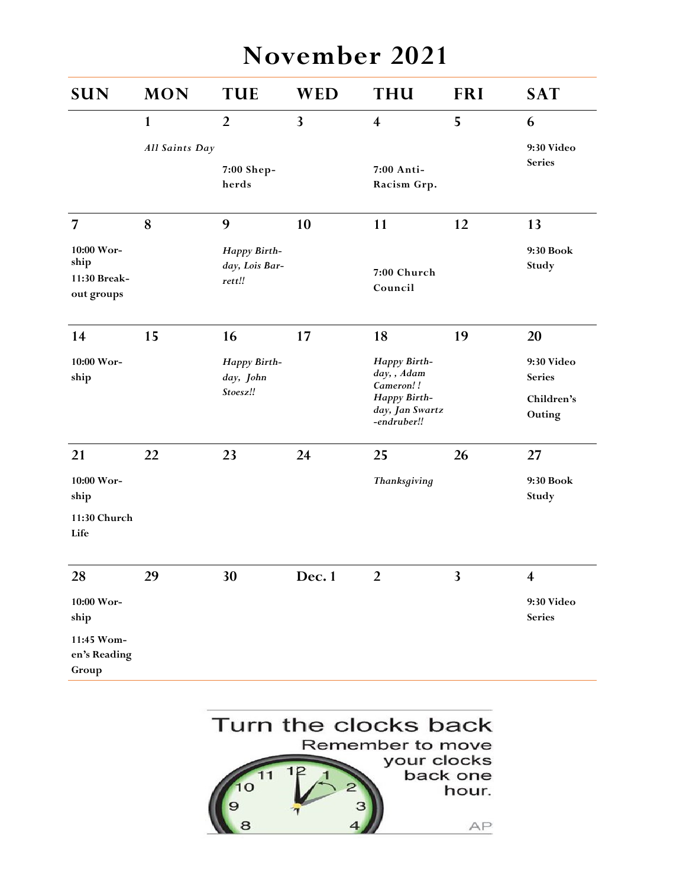# November 2021

| SUN | MON | TUE | WED | THU | FRI | SAT |
|---|---|---|---|---|---|---|
| | 1 *All Saints Day* | 2 7:00 Shepherds | 3 | 4 7:00 Anti-Racism Grp. | 5 | 6 9:30 Video Series |
| 7 10:00 Worship 11:30 Break-out groups | 8 | 9 *Happy Birthday, Lois Barrett!!* | 10 | 11 7:00 Church Council | 12 | 13 9:30 Book Study |
| 14 10:00 Worship | 15 | 16 *Happy Birthday, John Stoesz!!* | 17 | 18 *Happy Birthday, , Adam Cameron! ! Happy Birthday, Jan Swartz-endruber!!* | 19 | 20 9:30 Video Series Children's Outing |
| 21 10:00 Worship 11:30 Church Life | 22 | 23 | 24 | 25 *Thanksgiving* | 26 | 27 9:30 Book Study |
| 28 10:00 Worship 11:45 Women's Reading Group | 29 | 30 | Dec. 1 | 2 | 3 | 4 9:30 Video Series |

Turn the clocks back

Remember to move your clocks back one hour.

AP